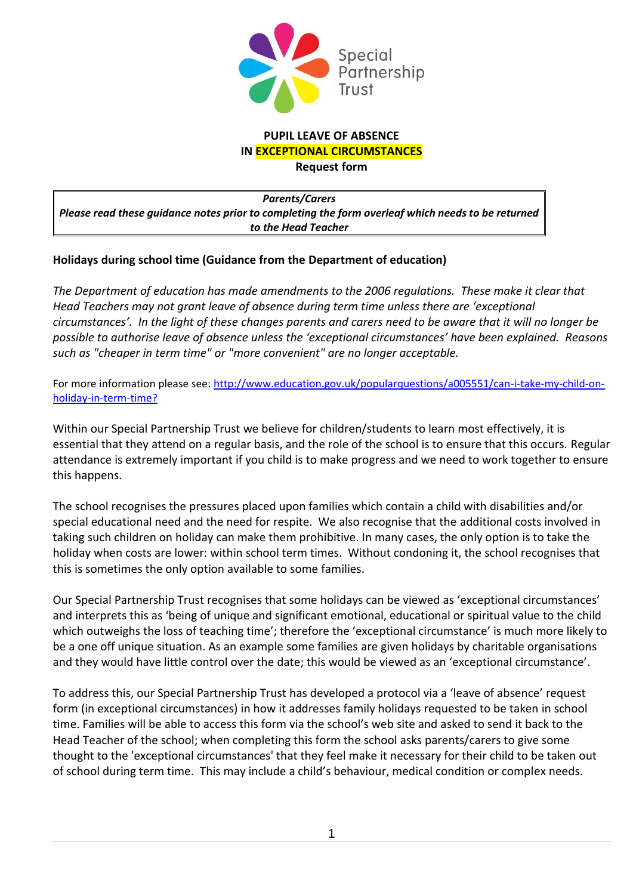Special Partnership Trust

# PUPIL LEAVE OF ABSENCE
# IN EXCEPTIONAL CIRCUMSTANCES
## Request form

| ***Parents/Carers*** |
| --- |
| ***Please read these guidance notes prior to completing the form overleaf which needs to be returned to the Head Teacher*** |

**Holidays during school time (Guidance from the Department of education)**

*The Department of education has made amendments to the 2006 regulations. These make it clear that Head Teachers may not grant leave of absence during term time unless there are 'exceptional circumstances'. In the light of these changes parents and carers need to be aware that it will no longer be possible to authorise leave of absence unless the 'exceptional circumstances' have been explained. Reasons such as "cheaper in term time" or "more convenient" are no longer acceptable.*

For more information please see: [http://www.education.gov.uk/popularquestions/a005551/can-i-take-my-child-on-holiday-in-term-time?](http://www.education.gov.uk/popularquestions/a005551/can-i-take-my-child-on-holiday-in-term-time?)

Within our Special Partnership Trust we believe for children/students to learn most effectively, it is essential that they attend on a regular basis, and the role of the school is to ensure that this occurs. Regular attendance is extremely important if you child is to make progress and we need to work together to ensure this happens.

The school recognises the pressures placed upon families which contain a child with disabilities and/or special educational need and the need for respite. We also recognise that the additional costs involved in taking such children on holiday can make them prohibitive. In many cases, the only option is to take the holiday when costs are lower: within school term times. Without condoning it, the school recognises that this is sometimes the only option available to some families.

Our Special Partnership Trust recognises that some holidays can be viewed as 'exceptional circumstances' and interprets this as 'being of unique and significant emotional, educational or spiritual value to the child which outweighs the loss of teaching time'; therefore the 'exceptional circumstance' is much more likely to be a one off unique situation. As an example some families are given holidays by charitable organisations and they would have little control over the date; this would be viewed as an 'exceptional circumstance'.

To address this, our Special Partnership Trust has developed a protocol via a 'leave of absence' request form (in exceptional circumstances) in how it addresses family holidays requested to be taken in school time. Families will be able to access this form via the school's web site and asked to send it back to the Head Teacher of the school; when completing this form the school asks parents/carers to give some thought to the 'exceptional circumstances' that they feel make it necessary for their child to be taken out of school during term time. This may include a child's behaviour, medical condition or complex needs.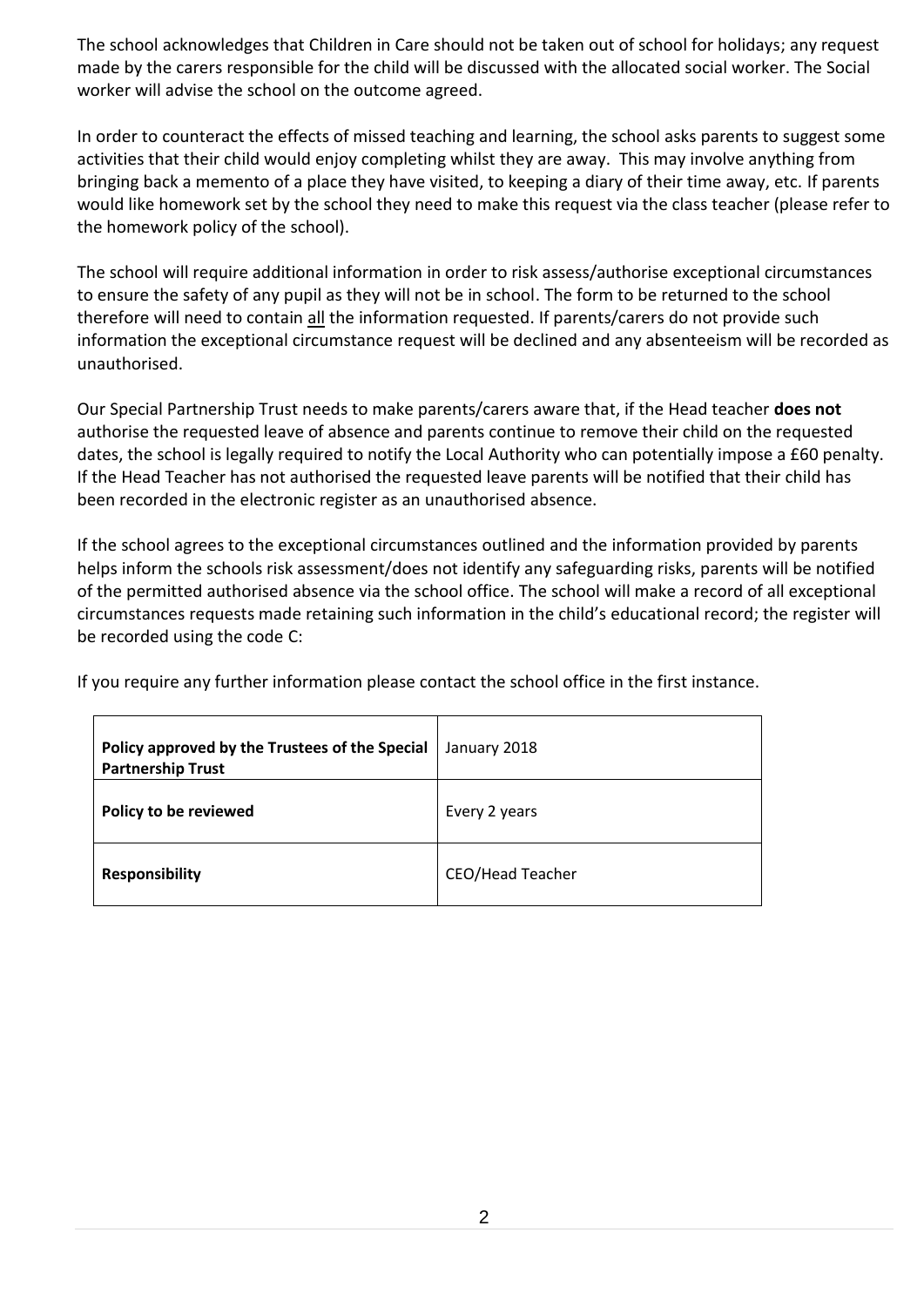The school acknowledges that Children in Care should not be taken out of school for holidays; any request made by the carers responsible for the child will be discussed with the allocated social worker. The Social worker will advise the school on the outcome agreed.

In order to counteract the effects of missed teaching and learning, the school asks parents to suggest some activities that their child would enjoy completing whilst they are away. This may involve anything from bringing back a memento of a place they have visited, to keeping a diary of their time away, etc. If parents would like homework set by the school they need to make this request via the class teacher (please refer to the homework policy of the school).

The school will require additional information in order to risk assess/authorise exceptional circumstances to ensure the safety of any pupil as they will not be in school. The form to be returned to the school therefore will need to contain <u>all</u> the information requested. If parents/carers do not provide such information the exceptional circumstance request will be declined and any absenteeism will be recorded as unauthorised.

Our Special Partnership Trust needs to make parents/carers aware that, if the Head teacher **does not** authorise the requested leave of absence and parents continue to remove their child on the requested dates, the school is legally required to notify the Local Authority who can potentially impose a £60 penalty. If the Head Teacher has not authorised the requested leave parents will be notified that their child has been recorded in the electronic register as an unauthorised absence.

If the school agrees to the exceptional circumstances outlined and the information provided by parents helps inform the schools risk assessment/does not identify any safeguarding risks, parents will be notified of the permitted authorised absence via the school office. The school will make a record of all exceptional circumstances requests made retaining such information in the child's educational record; the register will be recorded using the code C:

If you require any further information please contact the school office in the first instance.

| | |
|---|---|
| **Policy approved by the Trustees of the Special Partnership Trust** | January 2018 |
| **Policy to be reviewed** | Every 2 years |
| **Responsibility** | CEO/Head Teacher |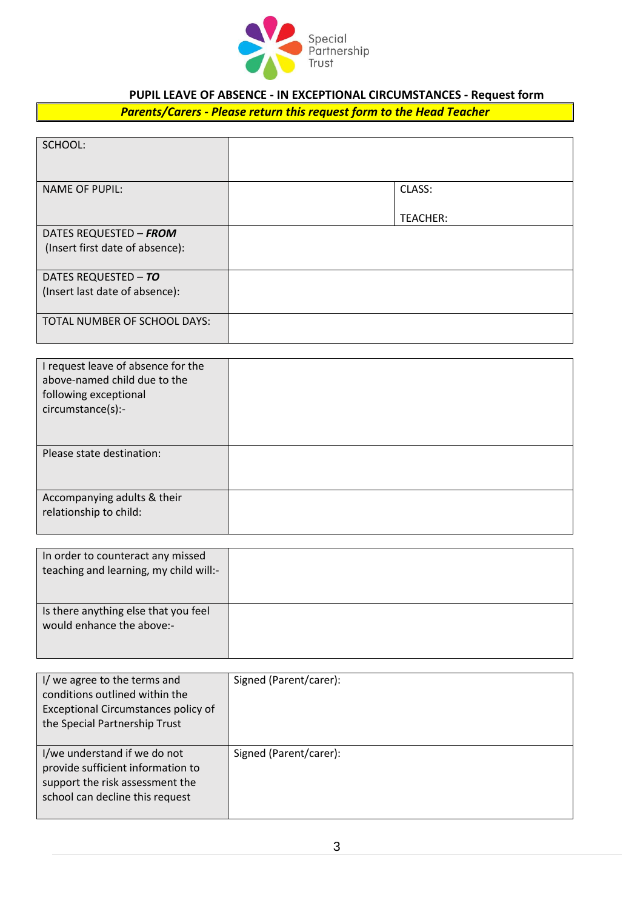Special Partnership Trust

**PUPIL LEAVE OF ABSENCE - IN EXCEPTIONAL CIRCUMSTANCES - Request form**

***Parents/Carers - Please return this request form to the Head Teacher***

| | | |
|---|---|---|
| SCHOOL: | | |
| NAME OF PUPIL: | | CLASS:<br><br>TEACHER: |
| DATES REQUESTED – ***FROM*** (Insert first date of absence): | | |
| DATES REQUESTED – ***TO*** (Insert last date of absence): | | |
| TOTAL NUMBER OF SCHOOL DAYS: | | |

| | |
|---|---|
| I request leave of absence for the above-named child due to the following exceptional circumstance(s):- | |
| Please state destination: | |
| Accompanying adults & their relationship to child: | |

| | |
|---|---|
| In order to counteract any missed teaching and learning, my child will:- | |
| Is there anything else that you feel would enhance the above:- | |

| | |
|---|---|
| I/ we agree to the terms and conditions outlined within the Exceptional Circumstances policy of the Special Partnership Trust | Signed (Parent/carer): |
| I/we understand if we do not provide sufficient information to support the risk assessment the school can decline this request | Signed (Parent/carer): |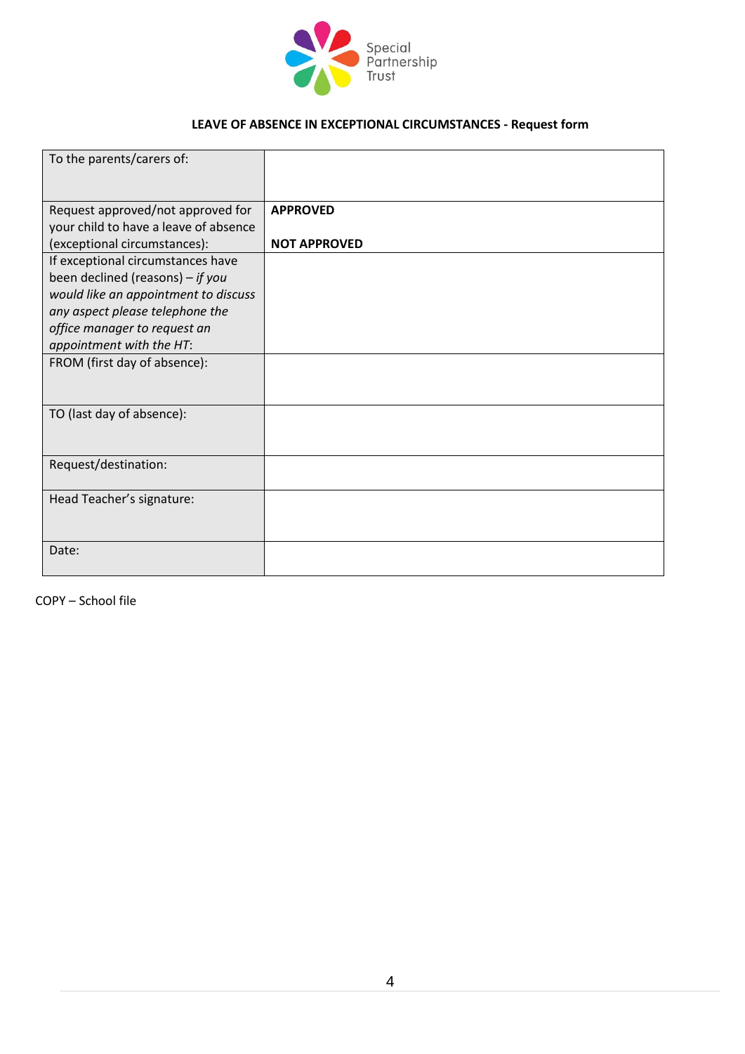Special Partnership Trust

**LEAVE OF ABSENCE IN EXCEPTIONAL CIRCUMSTANCES - Request form**

| | |
|---|---|
| To the parents/carers of: | |
| Request approved/not approved for your child to have a leave of absence (exceptional circumstances): | **APPROVED**<br><br>**NOT APPROVED** |
| If exceptional circumstances have been declined (reasons) – *if you would like an appointment to discuss any aspect please telephone the office manager to request an appointment with the HT*: | |
| FROM (first day of absence): | |
| TO (last day of absence): | |
| Request/destination: | |
| Head Teacher's signature: | |
| Date: | |

COPY – School file